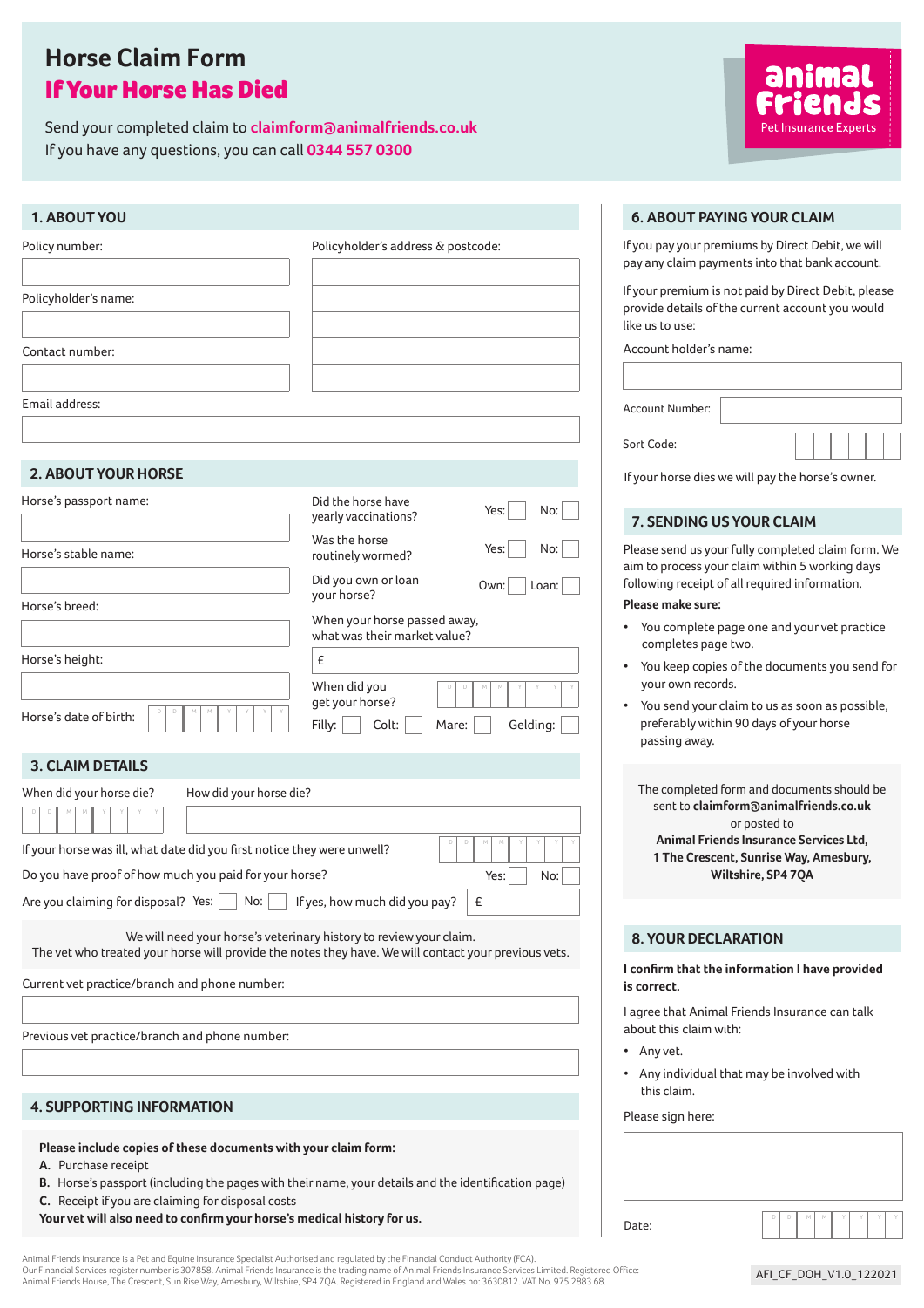# Horse Claim Form

## If Your Horse Has Died

Send your completed claim to **claimform@animalfriends.co.uk**

If you have any questions, you can call **0344 557 0300**

**animal friends**
Pet Insurance Experts

## 1. ABOUT YOU

Policy number:

Policyholder's name:

Contact number:

Email address:

Policyholder's address & postcode:

## 2. ABOUT YOUR HORSE

Horse's passport name:

Horse's stable name:

Horse's breed:

Horse's height:

Horse's date of birth: D D M M Y Y Y Y

Did the horse have yearly vaccinations? Yes: ☐ No: ☐

Was the horse routinely wormed? Yes: ☐ No: ☐

Did you own or loan your horse? Own: ☐ Loan: ☐

When your horse passed away, what was their market value?

£

When did you get your horse? D D M M Y Y Y Y

Filly: ☐ Colt: ☐ Mare: ☐ Gelding: ☐

## 3. CLAIM DETAILS

When did your horse die? D D M M Y Y Y Y

How did your horse die?

If your horse was ill, what date did you first notice they were unwell? D D M M Y Y Y Y

Do you have proof of how much you paid for your horse? Yes: ☐ No: ☐

Are you claiming for disposal? Yes: ☐ No: ☐ If yes, how much did you pay? £

We will need your horse's veterinary history to review your claim.
The vet who treated your horse will provide the notes they have. We will contact your previous vets.

Current vet practice/branch and phone number:

Previous vet practice/branch and phone number:

## 4. SUPPORTING INFORMATION

**Please include copies of these documents with your claim form:**

**A.** Purchase receipt

**B.** Horse's passport (including the pages with their name, your details and the identification page)

**C.** Receipt if you are claiming for disposal costs

**Your vet will also need to confirm your horse's medical history for us.**

## 6. ABOUT PAYING YOUR CLAIM

If you pay your premiums by Direct Debit, we will pay any claim payments into that bank account.

If your premium is not paid by Direct Debit, please provide details of the current account you would like us to use:

Account holder's name:

Account Number:

Sort Code:

If your horse dies we will pay the horse's owner.

## 7. SENDING US YOUR CLAIM

Please send us your fully completed claim form. We aim to process your claim within 5 working days following receipt of all required information.

**Please make sure:**

- You complete page one and your vet practice completes page two.
- You keep copies of the documents you send for your own records.
- You send your claim to us as soon as possible, preferably within 90 days of your horse passing away.

The completed form and documents should be sent to **claimform@animalfriends.co.uk**
or posted to
**Animal Friends Insurance Services Ltd, 1 The Crescent, Sunrise Way, Amesbury, Wiltshire, SP4 7QA**

## 8. YOUR DECLARATION

**I confirm that the information I have provided is correct.**

I agree that Animal Friends Insurance can talk about this claim with:

- Any vet.
- Any individual that may be involved with this claim.

Please sign here:

Date: D D M M Y Y Y Y

Animal Friends Insurance is a Pet and Equine Insurance Specialist Authorised and regulated by the Financial Conduct Authority (FCA).
Our Financial Services register number is 307858. Animal Friends Insurance is the trading name of Animal Friends Insurance Services Limited. Registered Office: Animal Friends House, The Crescent, Sun Rise Way, Amesbury, Wiltshire, SP4 7QA. Registered in England and Wales no: 3630812. VAT No. 975 2883 68.

AFI_CF_DOH_V1.0_122021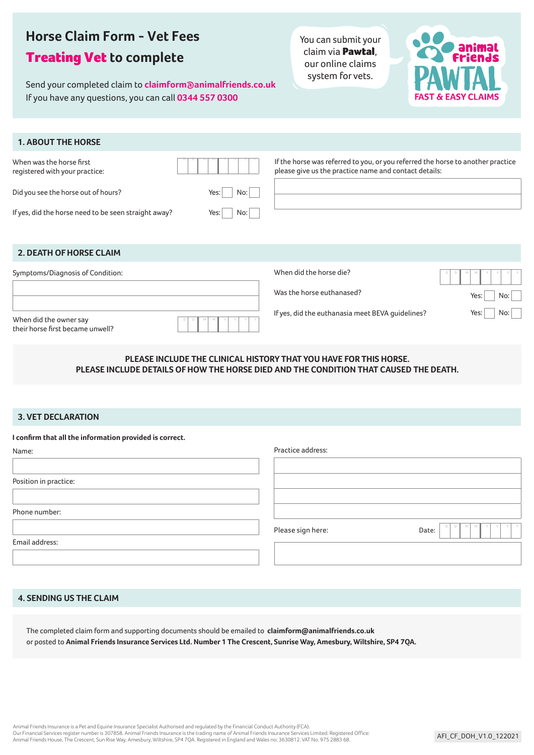# Horse Claim Form - Vet Fees

## **Treating Vet** to complete

Send your completed claim to **claimform@animalfriends.co.uk**
If you have any questions, you can call **0344 557 0300**

You can submit your claim via **Pawtal**, our online claims system for vets.

animal friends PAWTAL FAST & EASY CLAIMS

## 1. ABOUT THE HORSE

When was the horse first registered with your practice: D D M M Y Y Y Y

Did you see the horse out of hours? Yes: ☐ No: ☐

If yes, did the horse need to be seen straight away? Yes: ☐ No: ☐

If the horse was referred to you, or you referred the horse to another practice please give us the practice name and contact details:

## 2. DEATH OF HORSE CLAIM

Symptoms/Diagnosis of Condition:

When did the owner say their horse first became unwell? D D M M Y Y Y Y

When did the horse die? D D M M Y Y Y Y

Was the horse euthanased? Yes: ☐ No: ☐

If yes, did the euthanasia meet BEVA guidelines? Yes: ☐ No: ☐

**PLEASE INCLUDE THE CLINICAL HISTORY THAT YOU HAVE FOR THIS HORSE.**
**PLEASE INCLUDE DETAILS OF HOW THE HORSE DIED AND THE CONDITION THAT CAUSED THE DEATH.**

## 3. VET DECLARATION

**I confirm that all the information provided is correct.**

Name:

Position in practice:

Phone number:

Email address:

Practice address:

Please sign here:

Date: D D M M Y Y Y Y

## 4. SENDING US THE CLAIM

The completed claim form and supporting documents should be emailed to **claimform@animalfriends.co.uk** or posted to **Animal Friends Insurance Services Ltd. Number 1 The Crescent, Sunrise Way, Amesbury, Wiltshire, SP4 7QA.**

Animal Friends Insurance is a Pet and Equine Insurance Specialist Authorised and regulated by the Financial Conduct Authority (FCA).
Our Financial Services register number is 307858. Animal Friends Insurance is the trading name of Animal Friends Insurance Services Limited. Registered Office: Animal Friends House, The Crescent, Sun Rise Way, Amesbury, Wiltshire, SP4 7QA. Registered in England and Wales no: 3630812. VAT No. 975 2883 68.

AFI_CF_DOH_V1.0_122021